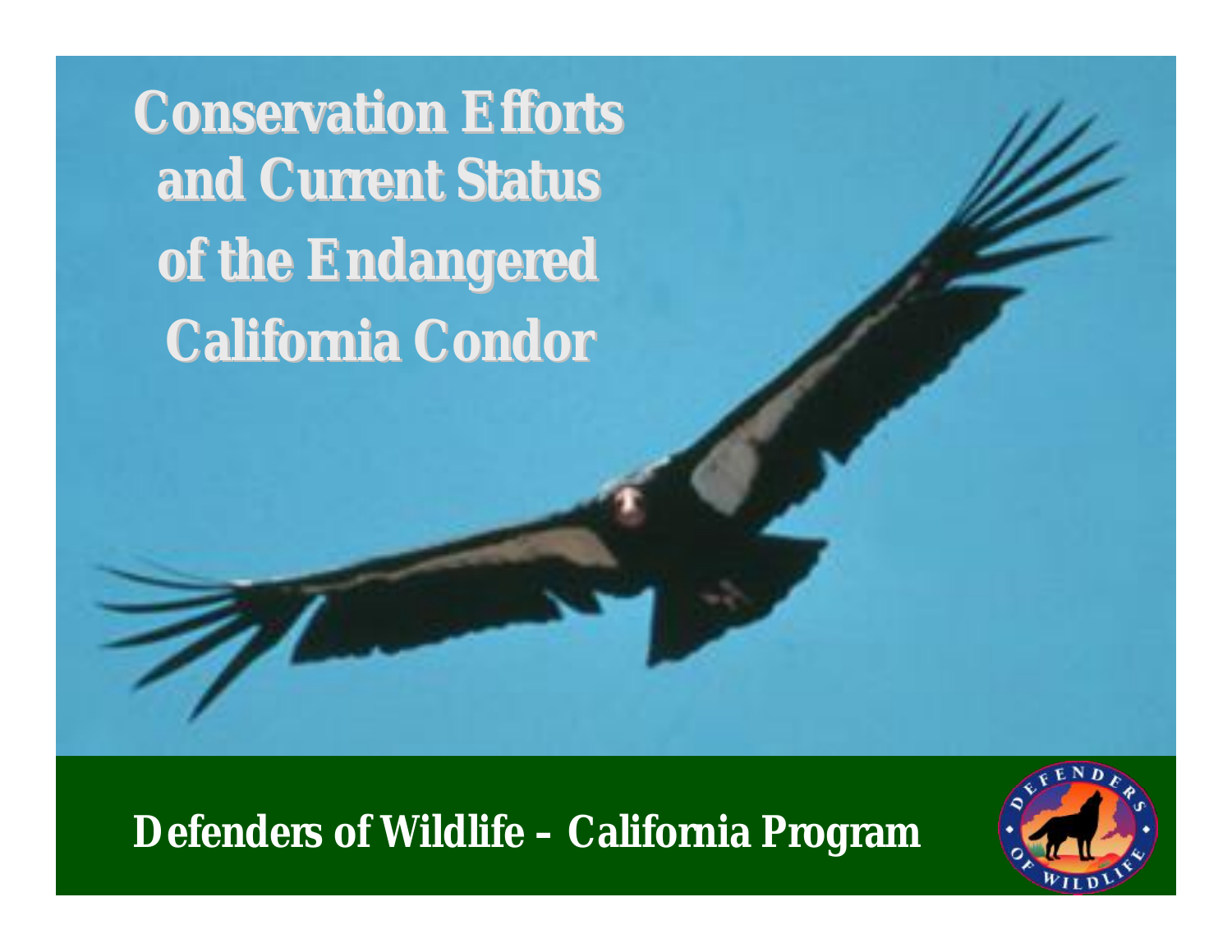# Conservation Efforts and Current Status of the Endangered California Condor

**Defenders of Wildlife – California Program**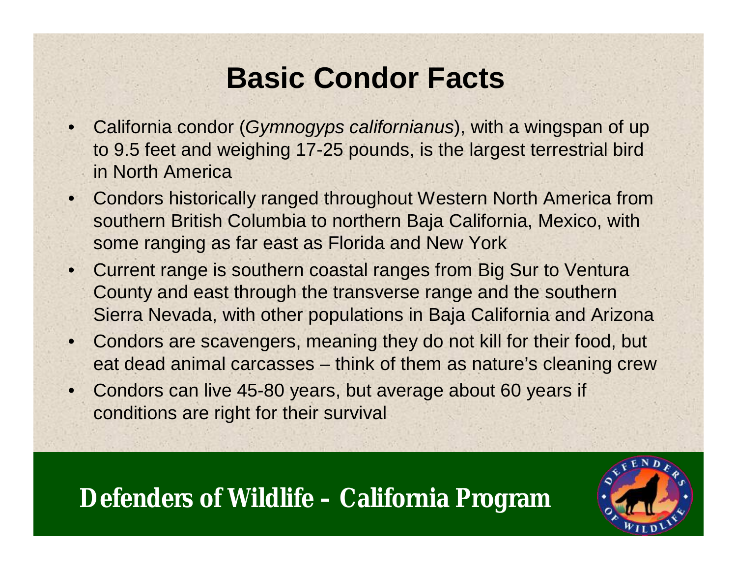# Basic Condor Facts

- California condor (*Gymnogyps californianus*), with a wingspan of up to 9.5 feet and weighing 17-25 pounds, is the largest terrestrial bird in North America
- Condors historically ranged throughout Western North America from southern British Columbia to northern Baja California, Mexico, with some ranging as far east as Florida and New York
- Current range is southern coastal ranges from Big Sur to Ventura County and east through the transverse range and the southern Sierra Nevada, with other populations in Baja California and Arizona
- Condors are scavengers, meaning they do not kill for their food, but eat dead animal carcasses – think of them as nature's cleaning crew
- Condors can live 45-80 years, but average about 60 years if conditions are right for their survival

**Defenders of Wildlife – California Program**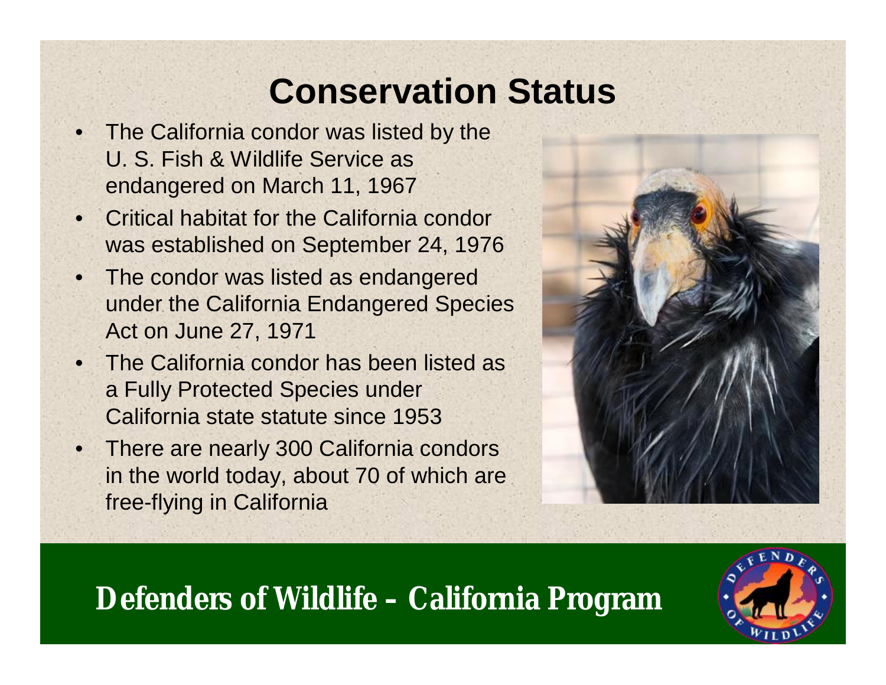# Conservation Status

- The California condor was listed by the U. S. Fish & Wildlife Service as endangered on March 11, 1967
- Critical habitat for the California condor was established on September 24, 1976
- The condor was listed as endangered under the California Endangered Species Act on June 27, 1971
- The California condor has been listed as a Fully Protected Species under California state statute since 1953
- There are nearly 300 California condors in the world today, about 70 of which are free-flying in California

**Defenders of Wildlife – California Program**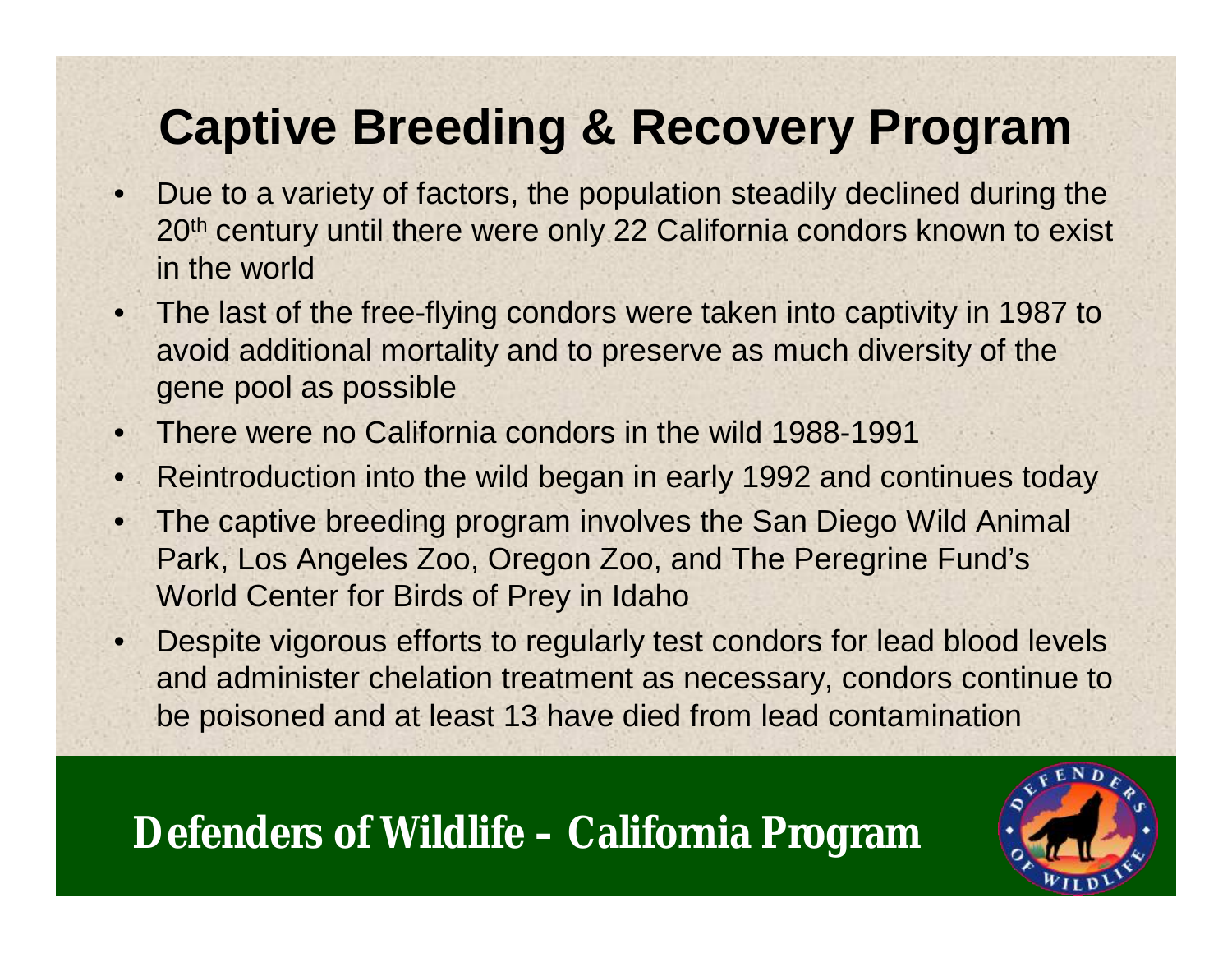# Captive Breeding & Recovery Program

- Due to a variety of factors, the population steadily declined during the 20th century until there were only 22 California condors known to exist in the world
- The last of the free-flying condors were taken into captivity in 1987 to avoid additional mortality and to preserve as much diversity of the gene pool as possible
- There were no California condors in the wild 1988-1991
- Reintroduction into the wild began in early 1992 and continues today
- The captive breeding program involves the San Diego Wild Animal Park, Los Angeles Zoo, Oregon Zoo, and The Peregrine Fund's World Center for Birds of Prey in Idaho
- Despite vigorous efforts to regularly test condors for lead blood levels and administer chelation treatment as necessary, condors continue to be poisoned and at least 13 have died from lead contamination

**Defenders of Wildlife – California Program**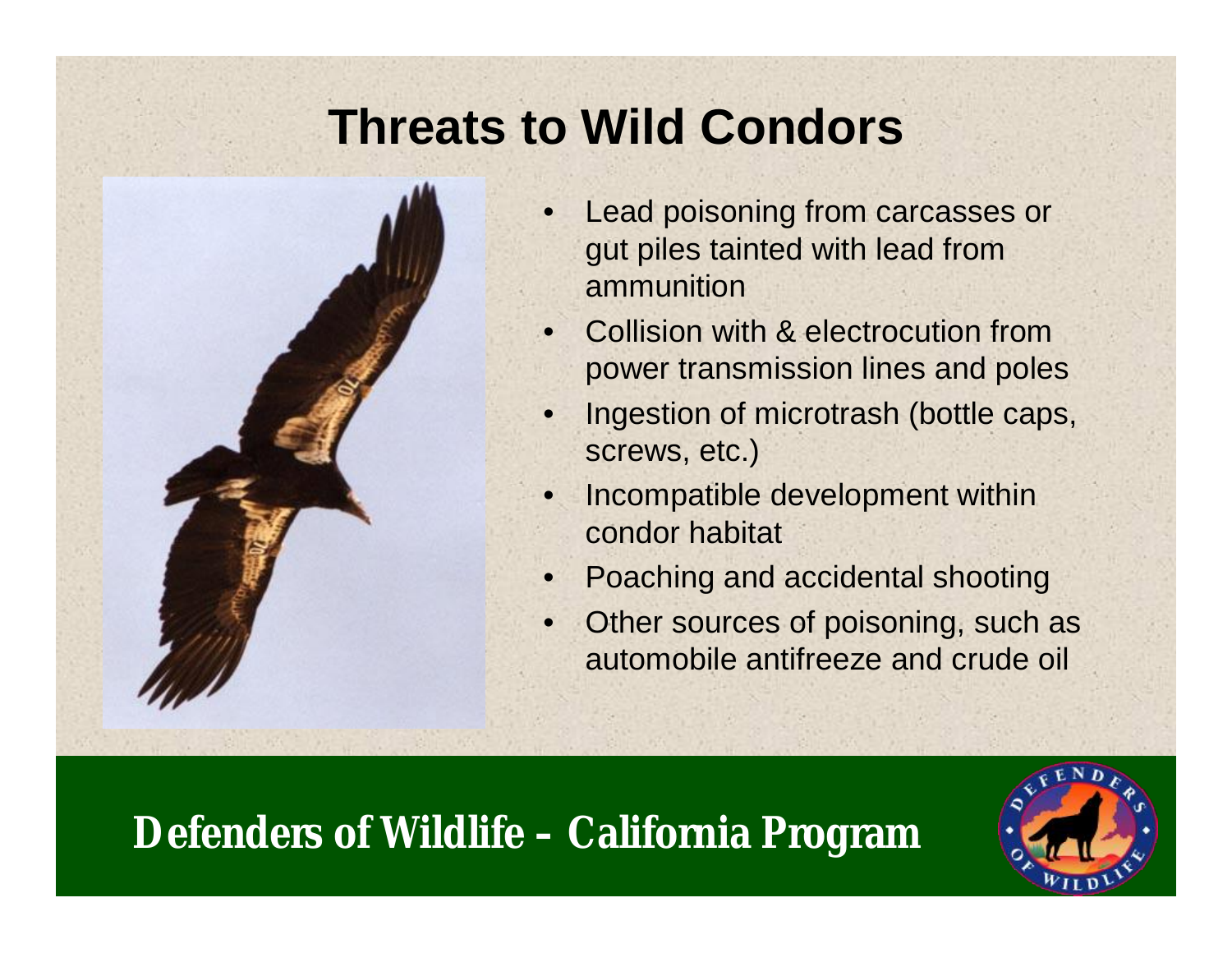# Threats to Wild Condors

- Lead poisoning from carcasses or gut piles tainted with lead from ammunition
- Collision with & electrocution from power transmission lines and poles
- Ingestion of microtrash (bottle caps, screws, etc.)
- Incompatible development within condor habitat
- Poaching and accidental shooting
- Other sources of poisoning, such as automobile antifreeze and crude oil

**Defenders of Wildlife – California Program**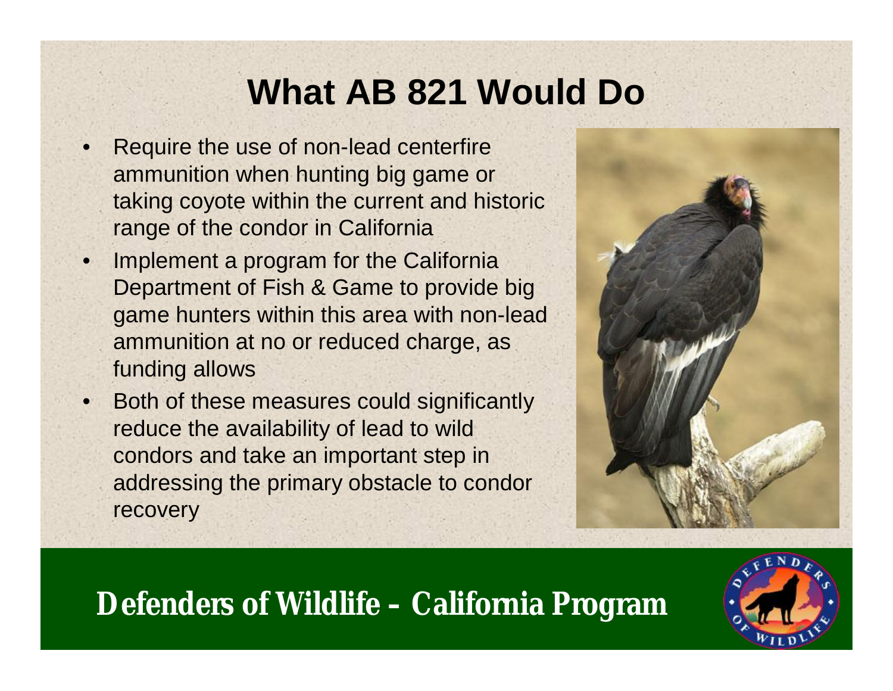# What AB 821 Would Do

- Require the use of non-lead centerfire ammunition when hunting big game or taking coyote within the current and historic range of the condor in California
- Implement a program for the California Department of Fish & Game to provide big game hunters within this area with non-lead ammunition at no or reduced charge, as funding allows
- Both of these measures could significantly reduce the availability of lead to wild condors and take an important step in addressing the primary obstacle to condor recovery

**Defenders of Wildlife – California Program**